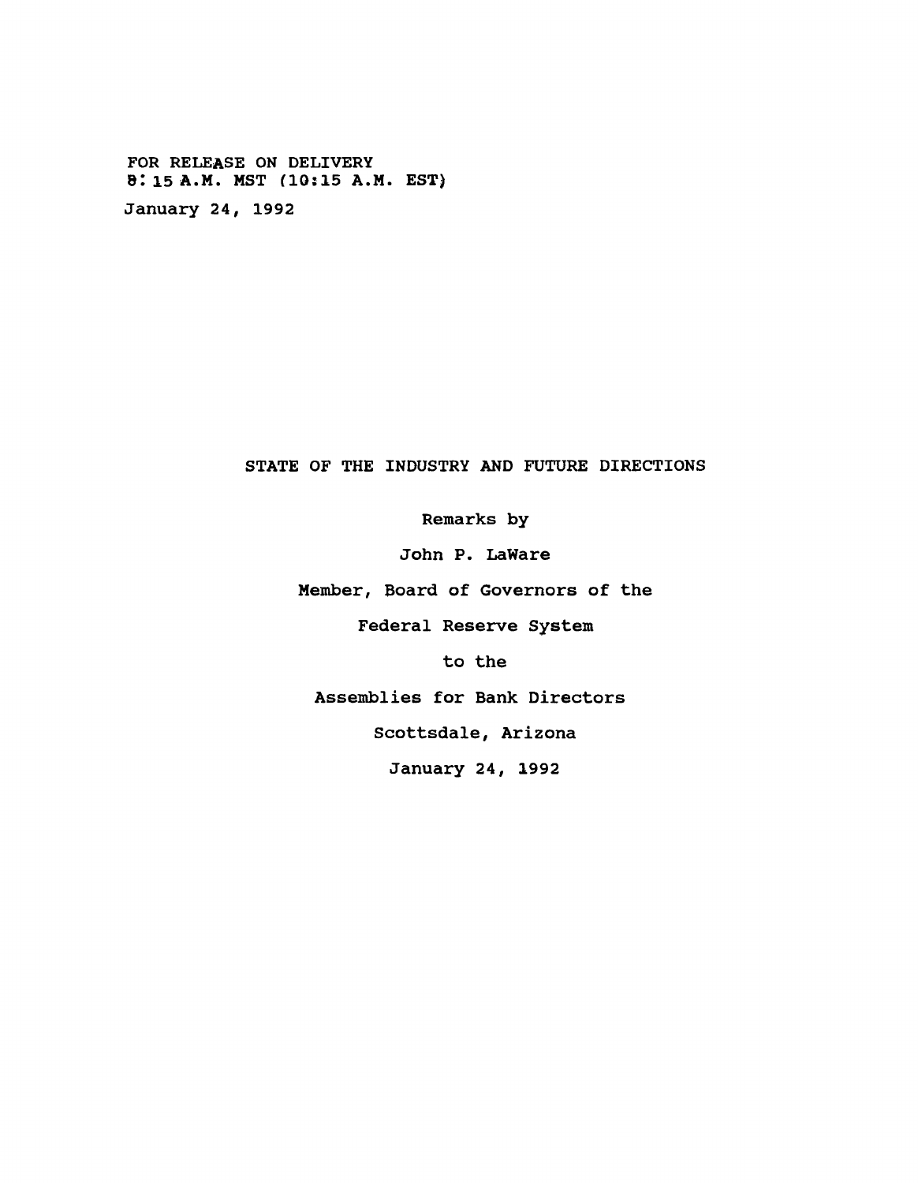FOR RELEASE ON DELIVERY
8:15 A.M. MST (10:15 A.M. EST)
January 24, 1992

# STATE OF THE INDUSTRY AND FUTURE DIRECTIONS

Remarks by

John P. LaWare

Member, Board of Governors of the

Federal Reserve System

to the

Assemblies for Bank Directors

Scottsdale, Arizona

January 24, 1992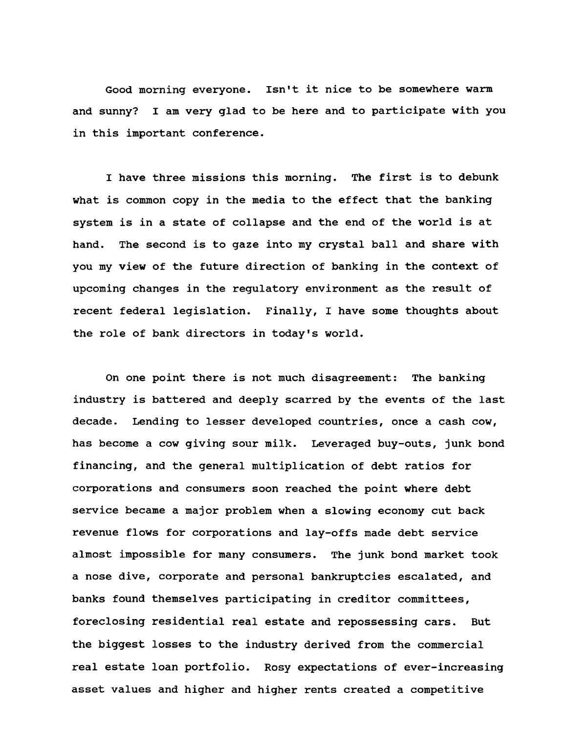Good morning everyone. Isn't it nice to be somewhere warm and sunny? I am very glad to be here and to participate with you in this important conference.

I have three missions this morning. The first is to debunk what is common copy in the media to the effect that the banking system is in a state of collapse and the end of the world is at hand. The second is to gaze into my crystal ball and share with you my view of the future direction of banking in the context of upcoming changes in the regulatory environment as the result of recent federal legislation. Finally, I have some thoughts about the role of bank directors in today's world.

On one point there is not much disagreement: The banking industry is battered and deeply scarred by the events of the last decade. Lending to lesser developed countries, once a cash cow, has become a cow giving sour milk. Leveraged buy-outs, junk bond financing, and the general multiplication of debt ratios for corporations and consumers soon reached the point where debt service became a major problem when a slowing economy cut back revenue flows for corporations and lay-offs made debt service almost impossible for many consumers. The junk bond market took a nose dive, corporate and personal bankruptcies escalated, and banks found themselves participating in creditor committees, foreclosing residential real estate and repossessing cars. But the biggest losses to the industry derived from the commercial real estate loan portfolio. Rosy expectations of ever-increasing asset values and higher and higher rents created a competitive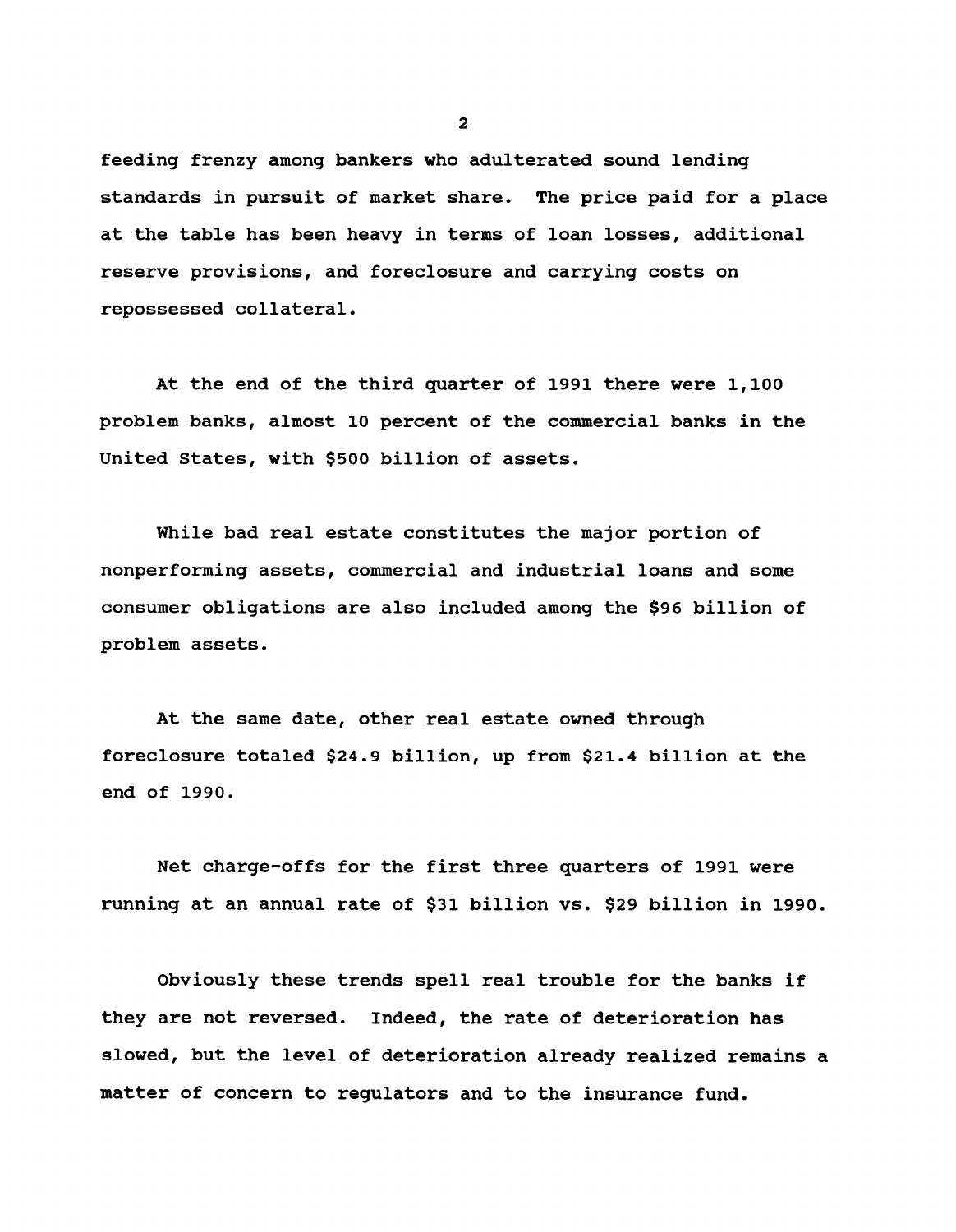feeding frenzy among bankers who adulterated sound lending standards in pursuit of market share. The price paid for a place at the table has been heavy in terms of loan losses, additional reserve provisions, and foreclosure and carrying costs on repossessed collateral.

At the end of the third quarter of 1991 there were 1,100 problem banks, almost 10 percent of the commercial banks in the United States, with $500 billion of assets.

While bad real estate constitutes the major portion of nonperforming assets, commercial and industrial loans and some consumer obligations are also included among the $96 billion of problem assets.

At the same date, other real estate owned through foreclosure totaled $24.9 billion, up from $21.4 billion at the end of 1990.

Net charge-offs for the first three quarters of 1991 were running at an annual rate of $31 billion vs. $29 billion in 1990.

Obviously these trends spell real trouble for the banks if they are not reversed. Indeed, the rate of deterioration has slowed, but the level of deterioration already realized remains a matter of concern to regulators and to the insurance fund.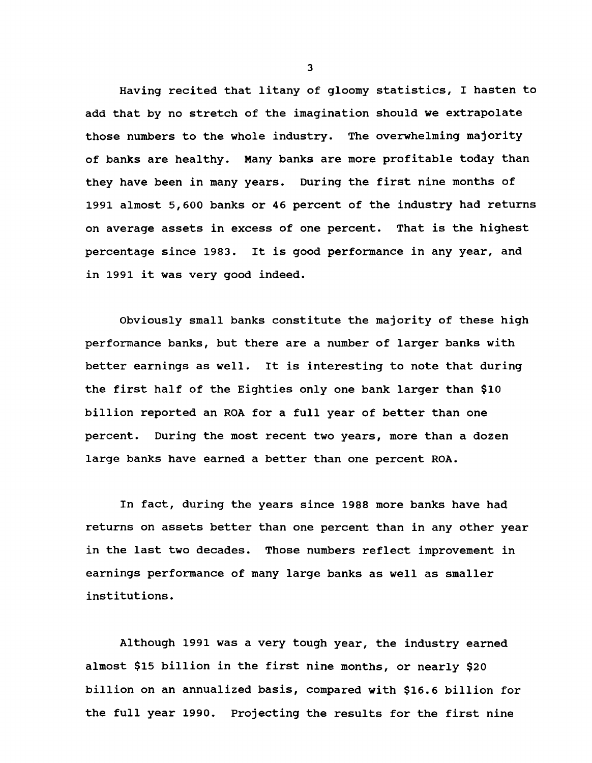Having recited that litany of gloomy statistics, I hasten to add that by no stretch of the imagination should we extrapolate those numbers to the whole industry. The overwhelming majority of banks are healthy. Many banks are more profitable today than they have been in many years. During the first nine months of 1991 almost 5,600 banks or 46 percent of the industry had returns on average assets in excess of one percent. That is the highest percentage since 1983. It is good performance in any year, and in 1991 it was very good indeed.

Obviously small banks constitute the majority of these high performance banks, but there are a number of larger banks with better earnings as well. It is interesting to note that during the first half of the Eighties only one bank larger than $10 billion reported an ROA for a full year of better than one percent. During the most recent two years, more than a dozen large banks have earned a better than one percent ROA.

In fact, during the years since 1988 more banks have had returns on assets better than one percent than in any other year in the last two decades. Those numbers reflect improvement in earnings performance of many large banks as well as smaller institutions.

Although 1991 was a very tough year, the industry earned almost $15 billion in the first nine months, or nearly $20 billion on an annualized basis, compared with $16.6 billion for the full year 1990. Projecting the results for the first nine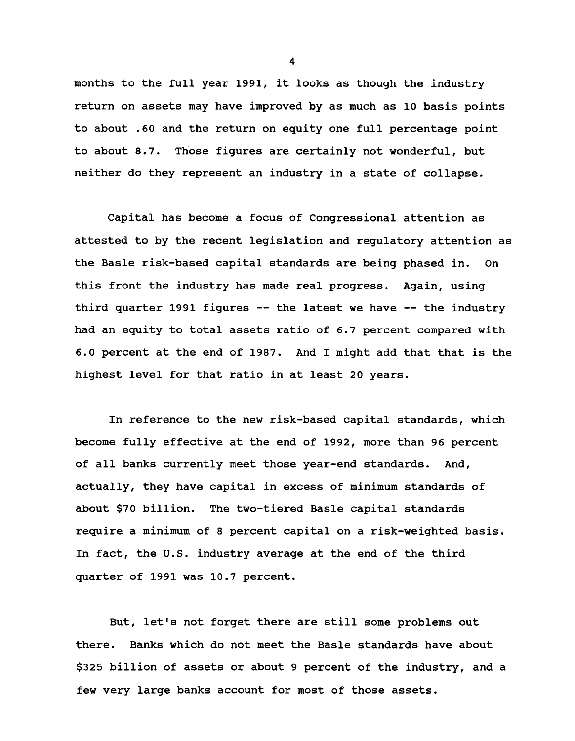months to the full year 1991, it looks as though the industry return on assets may have improved by as much as 10 basis points to about .60 and the return on equity one full percentage point to about 8.7. Those figures are certainly not wonderful, but neither do they represent an industry in a state of collapse.

Capital has become a focus of Congressional attention as attested to by the recent legislation and regulatory attention as the Basle risk-based capital standards are being phased in. On this front the industry has made real progress. Again, using third quarter 1991 figures -- the latest we have -- the industry had an equity to total assets ratio of 6.7 percent compared with 6.0 percent at the end of 1987. And I might add that that is the highest level for that ratio in at least 20 years.

In reference to the new risk-based capital standards, which become fully effective at the end of 1992, more than 96 percent of all banks currently meet those year-end standards. And, actually, they have capital in excess of minimum standards of about $70 billion. The two-tiered Basle capital standards require a minimum of 8 percent capital on a risk-weighted basis. In fact, the U.S. industry average at the end of the third quarter of 1991 was 10.7 percent.

But, let's not forget there are still some problems out there. Banks which do not meet the Basle standards have about $325 billion of assets or about 9 percent of the industry, and a few very large banks account for most of those assets.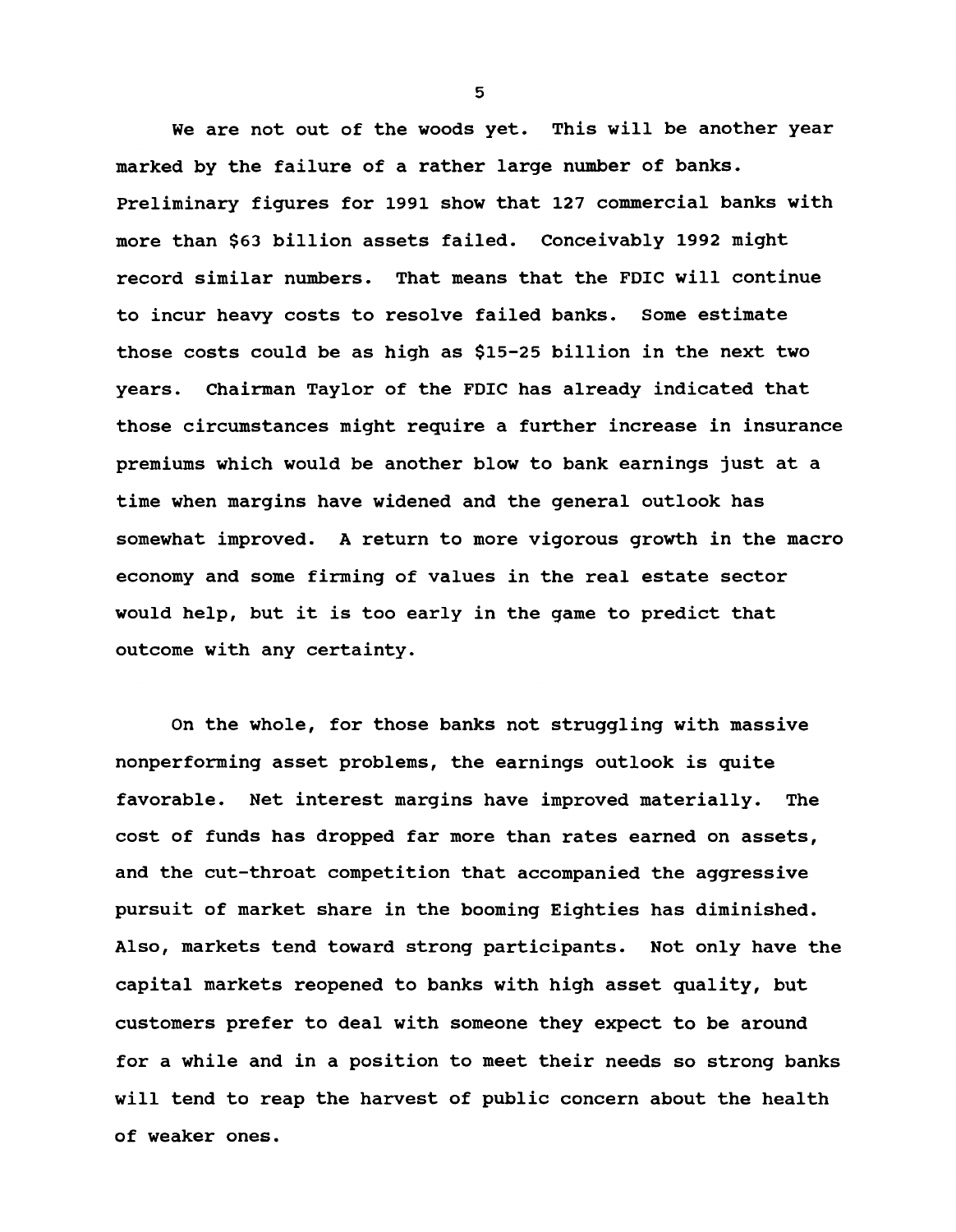We are not out of the woods yet. This will be another year marked by the failure of a rather large number of banks. Preliminary figures for 1991 show that 127 commercial banks with more than $63 billion assets failed. Conceivably 1992 might record similar numbers. That means that the FDIC will continue to incur heavy costs to resolve failed banks. Some estimate those costs could be as high as $15-25 billion in the next two years. Chairman Taylor of the FDIC has already indicated that those circumstances might require a further increase in insurance premiums which would be another blow to bank earnings just at a time when margins have widened and the general outlook has somewhat improved. A return to more vigorous growth in the macro economy and some firming of values in the real estate sector would help, but it is too early in the game to predict that outcome with any certainty.

On the whole, for those banks not struggling with massive nonperforming asset problems, the earnings outlook is quite favorable. Net interest margins have improved materially. The cost of funds has dropped far more than rates earned on assets, and the cut-throat competition that accompanied the aggressive pursuit of market share in the booming Eighties has diminished. Also, markets tend toward strong participants. Not only have the capital markets reopened to banks with high asset quality, but customers prefer to deal with someone they expect to be around for a while and in a position to meet their needs so strong banks will tend to reap the harvest of public concern about the health of weaker ones.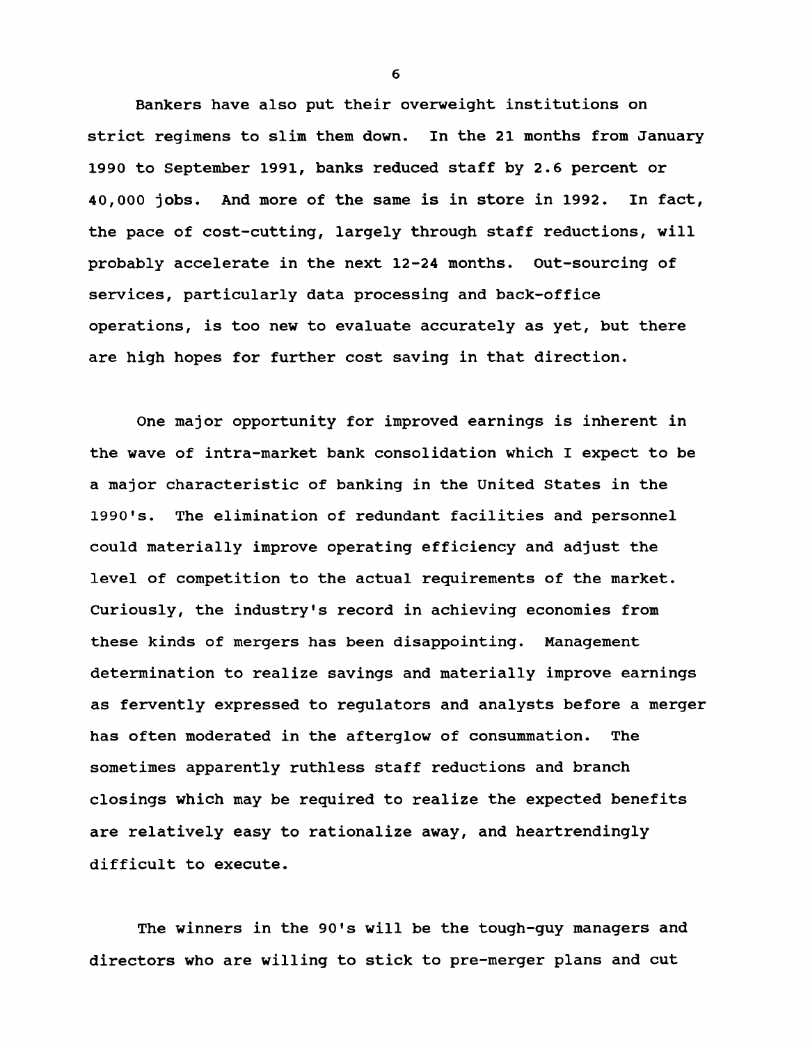Bankers have also put their overweight institutions on strict regimens to slim them down. In the 21 months from January 1990 to September 1991, banks reduced staff by 2.6 percent or 40,000 jobs. And more of the same is in store in 1992. In fact, the pace of cost-cutting, largely through staff reductions, will probably accelerate in the next 12-24 months. Out-sourcing of services, particularly data processing and back-office operations, is too new to evaluate accurately as yet, but there are high hopes for further cost saving in that direction.

One major opportunity for improved earnings is inherent in the wave of intra-market bank consolidation which I expect to be a major characteristic of banking in the United States in the 1990's. The elimination of redundant facilities and personnel could materially improve operating efficiency and adjust the level of competition to the actual requirements of the market. Curiously, the industry's record in achieving economies from these kinds of mergers has been disappointing. Management determination to realize savings and materially improve earnings as fervently expressed to regulators and analysts before a merger has often moderated in the afterglow of consummation. The sometimes apparently ruthless staff reductions and branch closings which may be required to realize the expected benefits are relatively easy to rationalize away, and heartrendingly difficult to execute.

The winners in the 90's will be the tough-guy managers and directors who are willing to stick to pre-merger plans and cut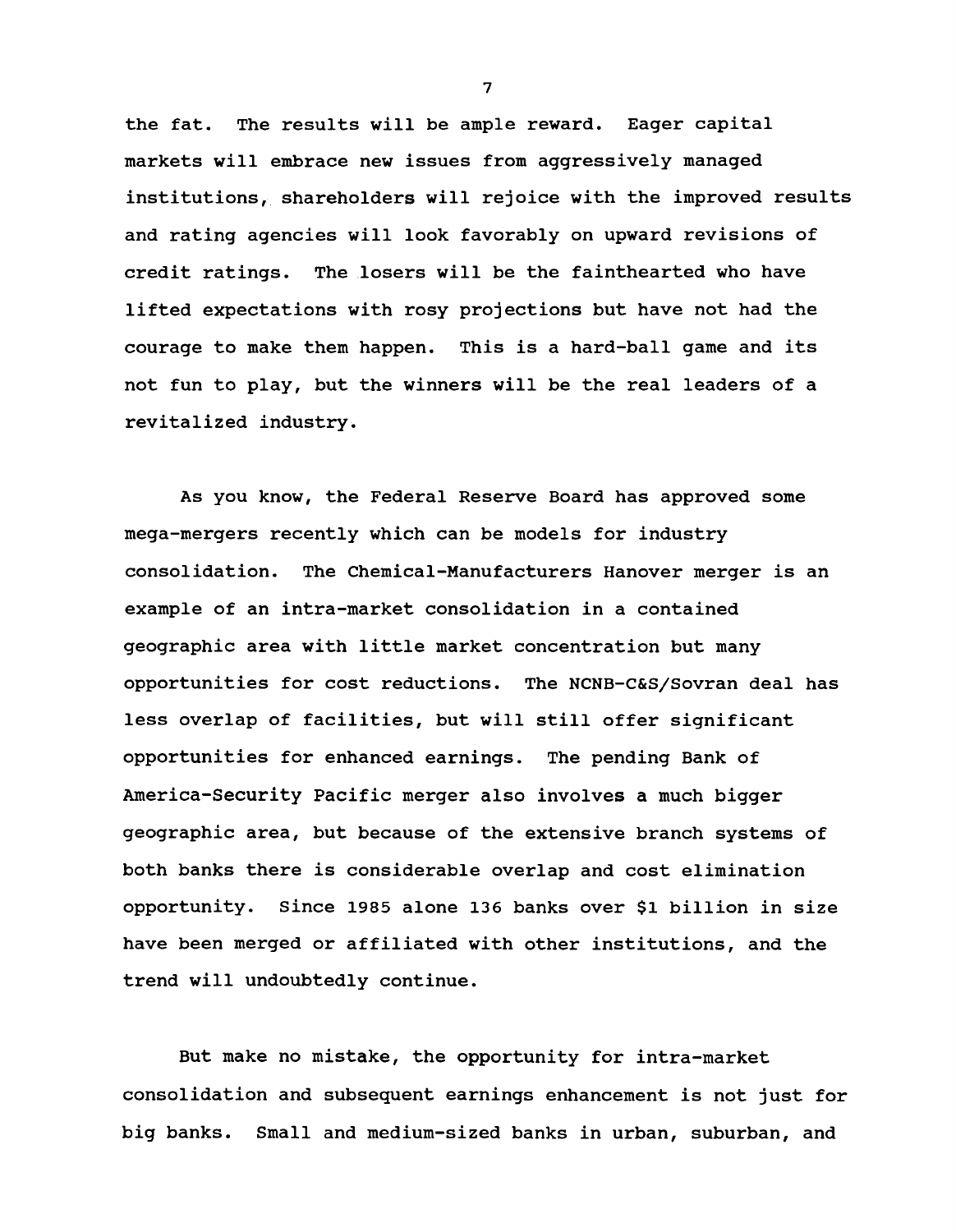the fat. The results will be ample reward. Eager capital markets will embrace new issues from aggressively managed institutions, shareholders will rejoice with the improved results and rating agencies will look favorably on upward revisions of credit ratings. The losers will be the fainthearted who have lifted expectations with rosy projections but have not had the courage to make them happen. This is a hard-ball game and its not fun to play, but the winners will be the real leaders of a revitalized industry.

As you know, the Federal Reserve Board has approved some mega-mergers recently which can be models for industry consolidation. The Chemical-Manufacturers Hanover merger is an example of an intra-market consolidation in a contained geographic area with little market concentration but many opportunities for cost reductions. The NCNB-C&S/Sovran deal has less overlap of facilities, but will still offer significant opportunities for enhanced earnings. The pending Bank of America-Security Pacific merger also involves a much bigger geographic area, but because of the extensive branch systems of both banks there is considerable overlap and cost elimination opportunity. Since 1985 alone 136 banks over $1 billion in size have been merged or affiliated with other institutions, and the trend will undoubtedly continue.

But make no mistake, the opportunity for intra-market consolidation and subsequent earnings enhancement is not just for big banks. Small and medium-sized banks in urban, suburban, and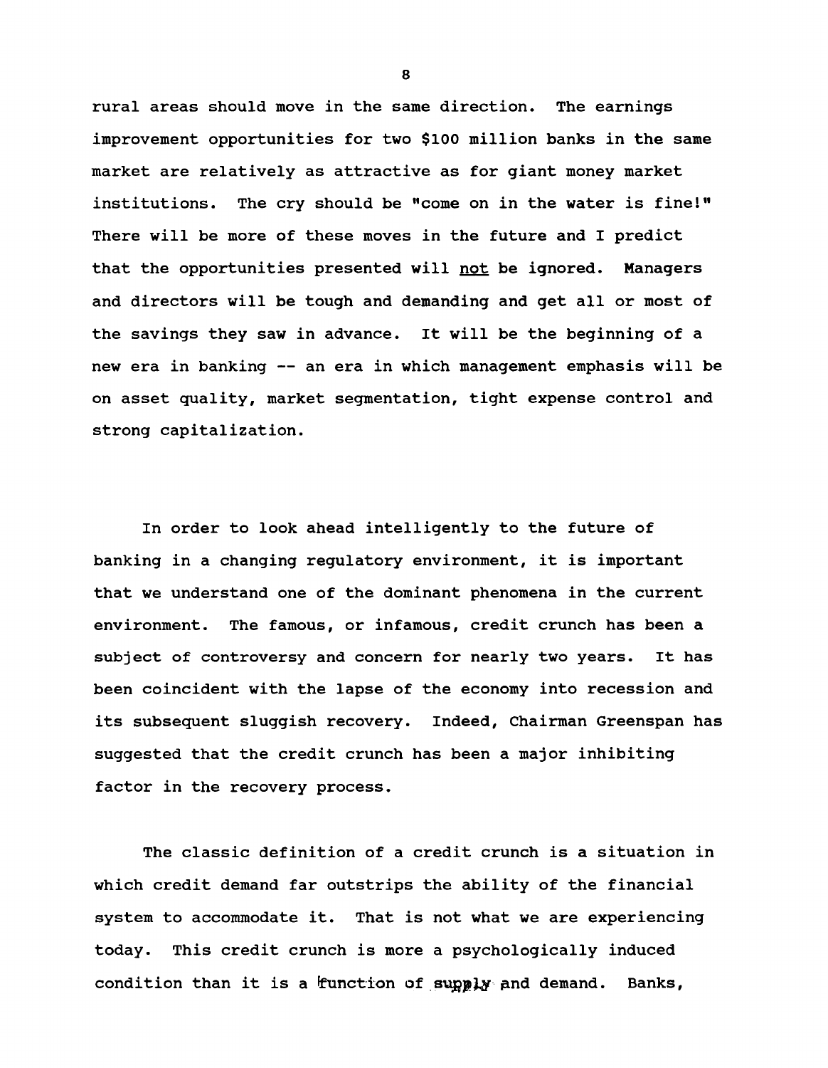rural areas should move in the same direction. The earnings improvement opportunities for two $100 million banks in the same market are relatively as attractive as for giant money market institutions. The cry should be "come on in the water is fine!" There will be more of these moves in the future and I predict that the opportunities presented will <u>not</u> be ignored. Managers and directors will be tough and demanding and get all or most of the savings they saw in advance. It will be the beginning of a new era in banking -- an era in which management emphasis will be on asset quality, market segmentation, tight expense control and strong capitalization.

In order to look ahead intelligently to the future of banking in a changing regulatory environment, it is important that we understand one of the dominant phenomena in the current environment. The famous, or infamous, credit crunch has been a subject of controversy and concern for nearly two years. It has been coincident with the lapse of the economy into recession and its subsequent sluggish recovery. Indeed, Chairman Greenspan has suggested that the credit crunch has been a major inhibiting factor in the recovery process.

The classic definition of a credit crunch is a situation in which credit demand far outstrips the ability of the financial system to accommodate it. That is not what we are experiencing today. This credit crunch is more a psychologically induced condition than it is a function of supply and demand. Banks,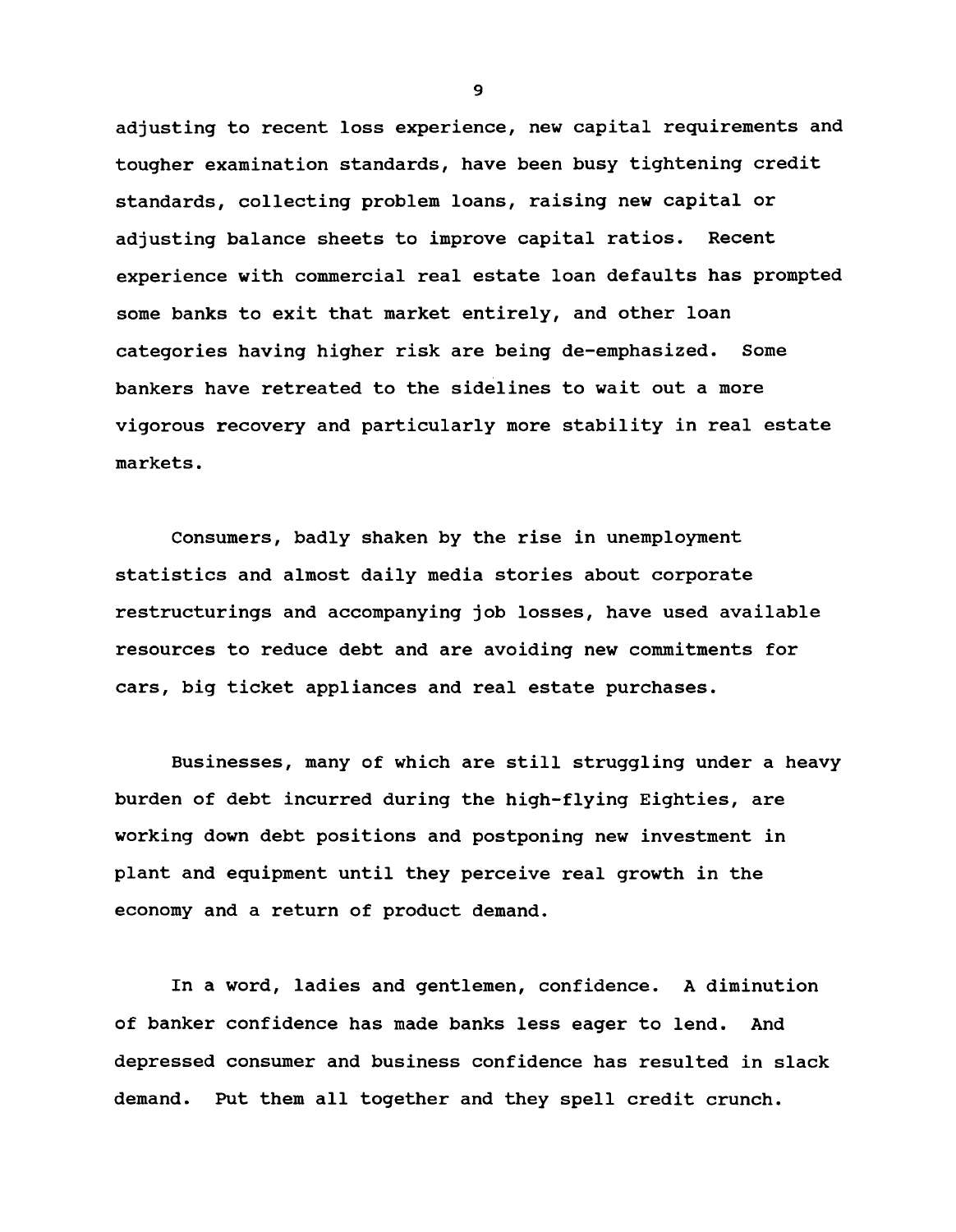adjusting to recent loss experience, new capital requirements and tougher examination standards, have been busy tightening credit standards, collecting problem loans, raising new capital or adjusting balance sheets to improve capital ratios. Recent experience with commercial real estate loan defaults has prompted some banks to exit that market entirely, and other loan categories having higher risk are being de-emphasized. Some bankers have retreated to the sidelines to wait out a more vigorous recovery and particularly more stability in real estate markets.

Consumers, badly shaken by the rise in unemployment statistics and almost daily media stories about corporate restructurings and accompanying job losses, have used available resources to reduce debt and are avoiding new commitments for cars, big ticket appliances and real estate purchases.

Businesses, many of which are still struggling under a heavy burden of debt incurred during the high-flying Eighties, are working down debt positions and postponing new investment in plant and equipment until they perceive real growth in the economy and a return of product demand.

In a word, ladies and gentlemen, confidence. A diminution of banker confidence has made banks less eager to lend. And depressed consumer and business confidence has resulted in slack demand. Put them all together and they spell credit crunch.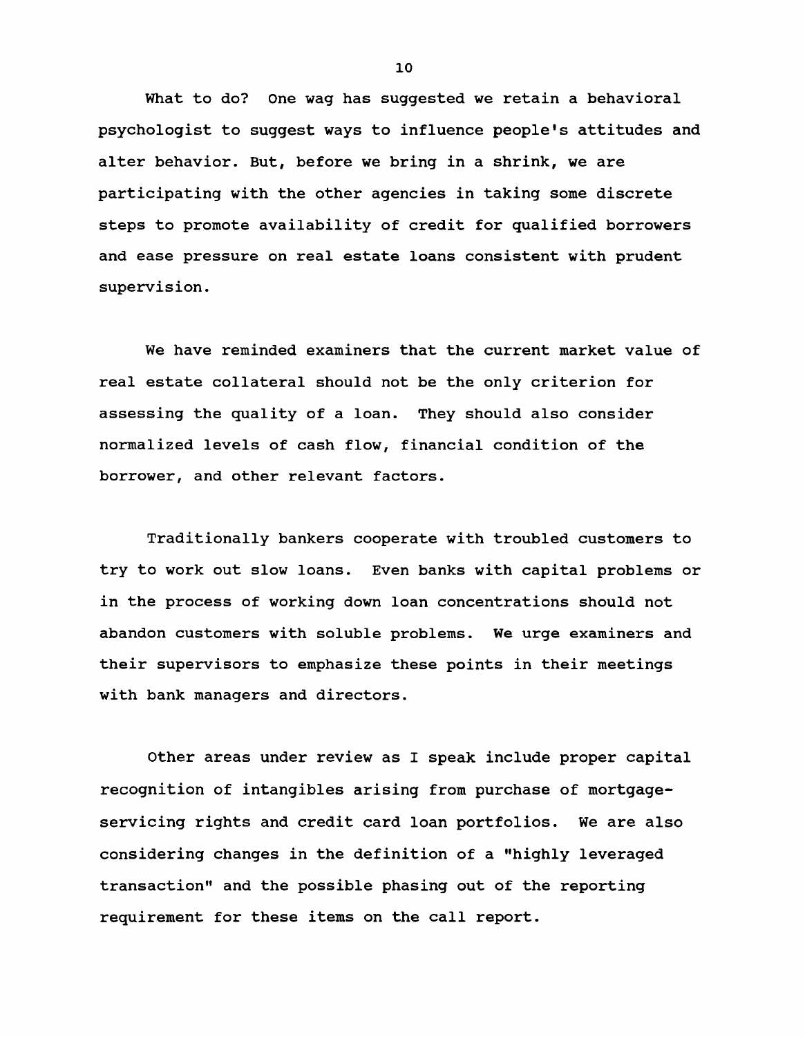What to do? One wag has suggested we retain a behavioral psychologist to suggest ways to influence people's attitudes and alter behavior. But, before we bring in a shrink, we are participating with the other agencies in taking some discrete steps to promote availability of credit for qualified borrowers and ease pressure on real estate loans consistent with prudent supervision.

We have reminded examiners that the current market value of real estate collateral should not be the only criterion for assessing the quality of a loan. They should also consider normalized levels of cash flow, financial condition of the borrower, and other relevant factors.

Traditionally bankers cooperate with troubled customers to try to work out slow loans. Even banks with capital problems or in the process of working down loan concentrations should not abandon customers with soluble problems. We urge examiners and their supervisors to emphasize these points in their meetings with bank managers and directors.

Other areas under review as I speak include proper capital recognition of intangibles arising from purchase of mortgage-servicing rights and credit card loan portfolios. We are also considering changes in the definition of a "highly leveraged transaction" and the possible phasing out of the reporting requirement for these items on the call report.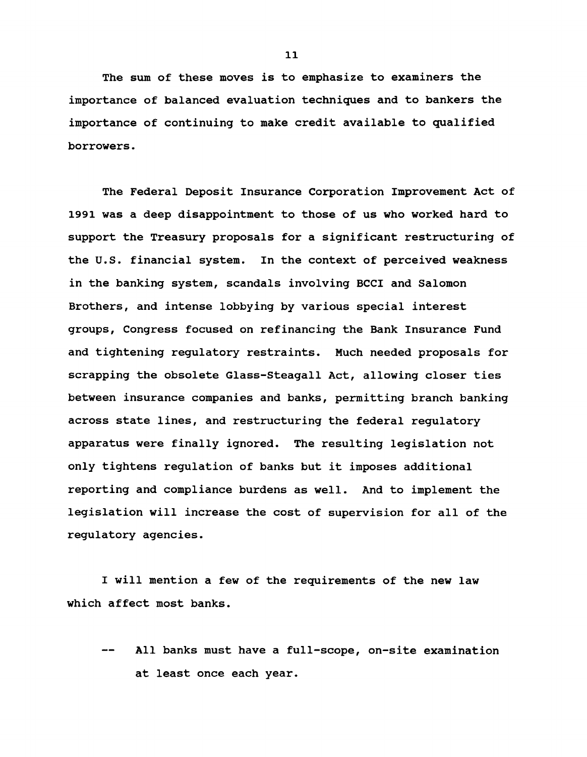The sum of these moves is to emphasize to examiners the importance of balanced evaluation techniques and to bankers the importance of continuing to make credit available to qualified borrowers.

The Federal Deposit Insurance Corporation Improvement Act of 1991 was a deep disappointment to those of us who worked hard to support the Treasury proposals for a significant restructuring of the U.S. financial system. In the context of perceived weakness in the banking system, scandals involving BCCI and Salomon Brothers, and intense lobbying by various special interest groups, Congress focused on refinancing the Bank Insurance Fund and tightening regulatory restraints. Much needed proposals for scrapping the obsolete Glass-Steagall Act, allowing closer ties between insurance companies and banks, permitting branch banking across state lines, and restructuring the federal regulatory apparatus were finally ignored. The resulting legislation not only tightens regulation of banks but it imposes additional reporting and compliance burdens as well. And to implement the legislation will increase the cost of supervision for all of the regulatory agencies.

I will mention a few of the requirements of the new law which affect most banks.

-- All banks must have a full-scope, on-site examination at least once each year.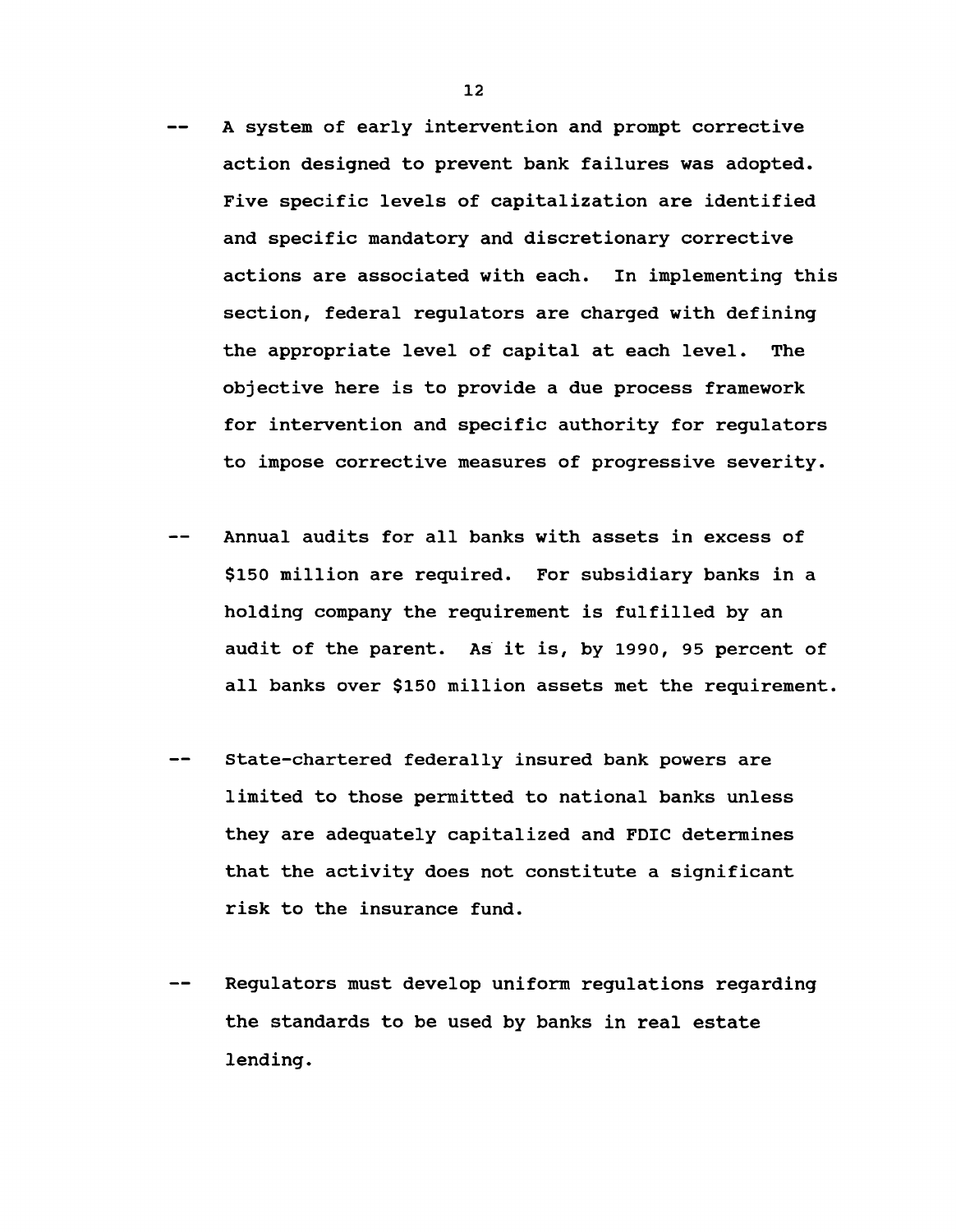-- A system of early intervention and prompt corrective action designed to prevent bank failures was adopted. Five specific levels of capitalization are identified and specific mandatory and discretionary corrective actions are associated with each. In implementing this section, federal regulators are charged with defining the appropriate level of capital at each level. The objective here is to provide a due process framework for intervention and specific authority for regulators to impose corrective measures of progressive severity.

-- Annual audits for all banks with assets in excess of $150 million are required. For subsidiary banks in a holding company the requirement is fulfilled by an audit of the parent. As it is, by 1990, 95 percent of all banks over $150 million assets met the requirement.

-- State-chartered federally insured bank powers are limited to those permitted to national banks unless they are adequately capitalized and FDIC determines that the activity does not constitute a significant risk to the insurance fund.

-- Regulators must develop uniform regulations regarding the standards to be used by banks in real estate lending.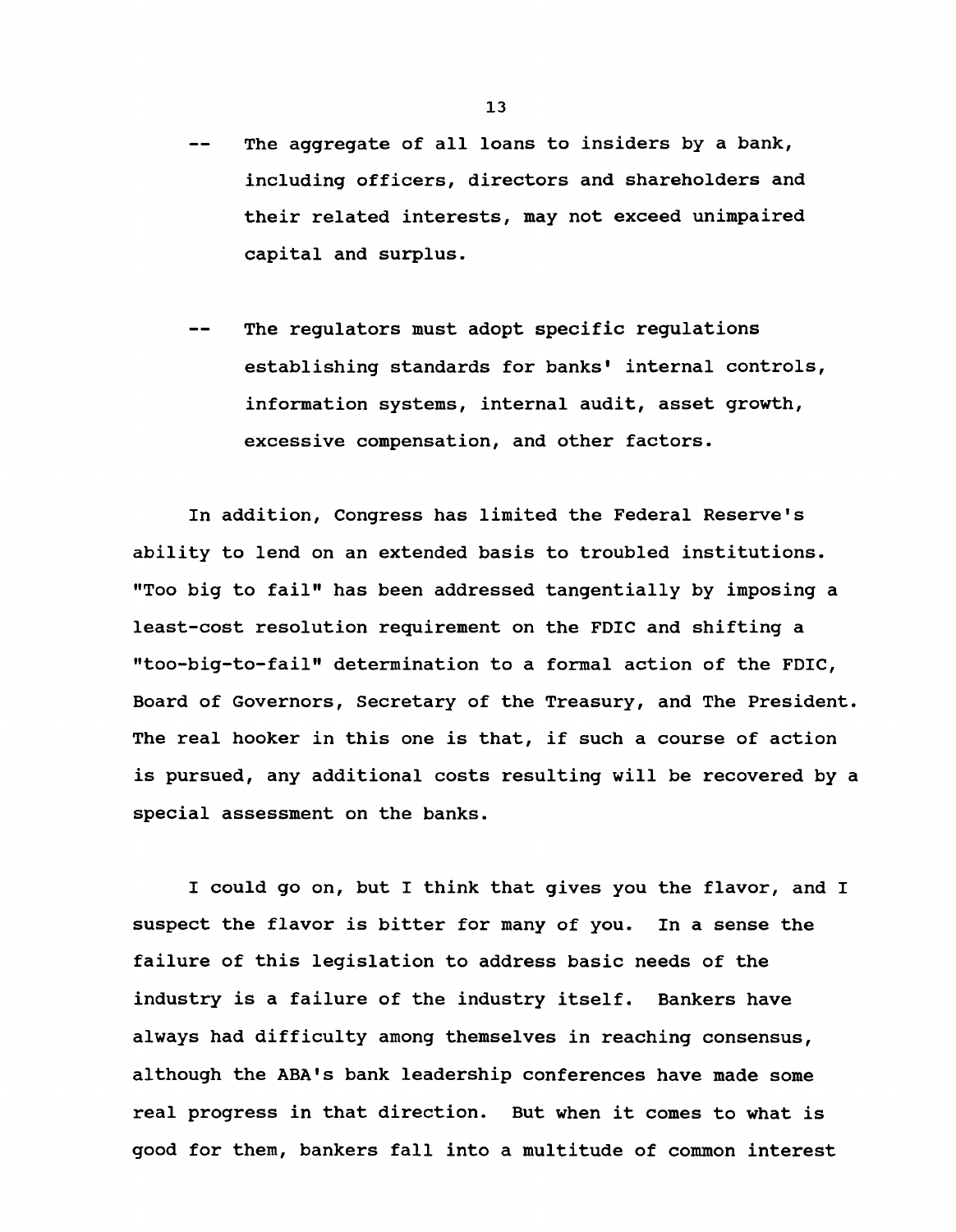-- The aggregate of all loans to insiders by a bank, including officers, directors and shareholders and their related interests, may not exceed unimpaired capital and surplus.

-- The regulators must adopt specific regulations establishing standards for banks' internal controls, information systems, internal audit, asset growth, excessive compensation, and other factors.

In addition, Congress has limited the Federal Reserve's ability to lend on an extended basis to troubled institutions. "Too big to fail" has been addressed tangentially by imposing a least-cost resolution requirement on the FDIC and shifting a "too-big-to-fail" determination to a formal action of the FDIC, Board of Governors, Secretary of the Treasury, and The President. The real hooker in this one is that, if such a course of action is pursued, any additional costs resulting will be recovered by a special assessment on the banks.

I could go on, but I think that gives you the flavor, and I suspect the flavor is bitter for many of you. In a sense the failure of this legislation to address basic needs of the industry is a failure of the industry itself. Bankers have always had difficulty among themselves in reaching consensus, although the ABA's bank leadership conferences have made some real progress in that direction. But when it comes to what is good for them, bankers fall into a multitude of common interest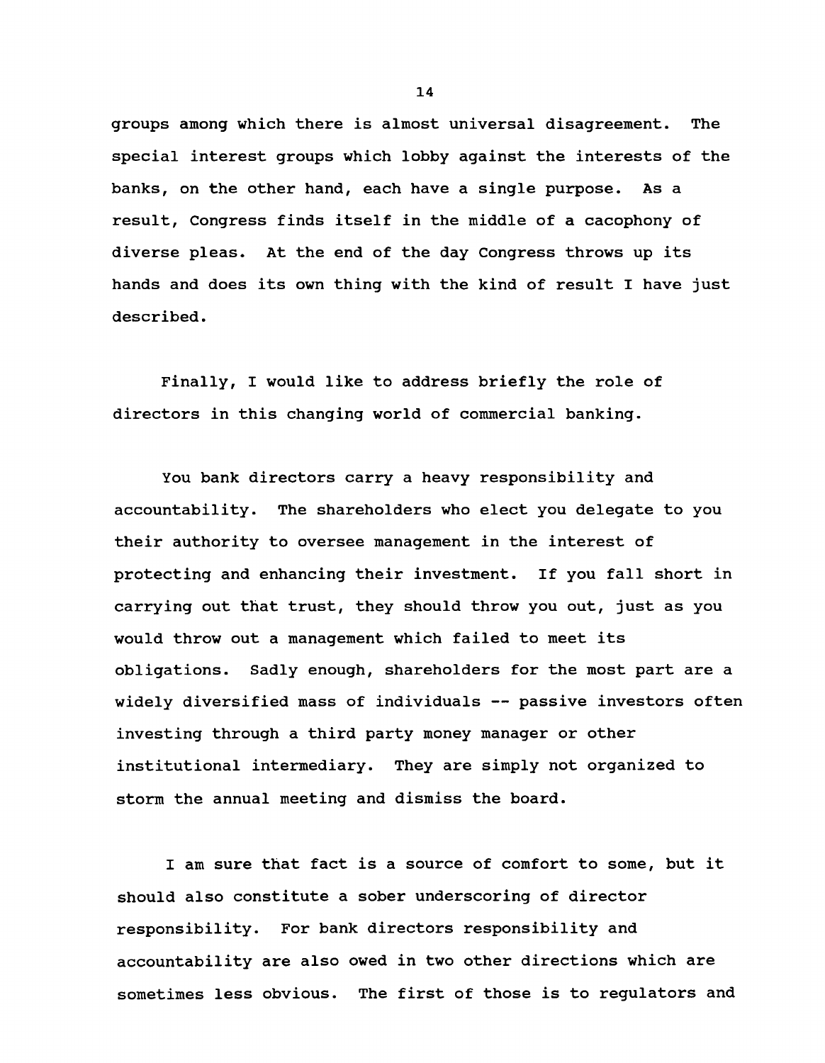groups among which there is almost universal disagreement. The special interest groups which lobby against the interests of the banks, on the other hand, each have a single purpose. As a result, Congress finds itself in the middle of a cacophony of diverse pleas. At the end of the day Congress throws up its hands and does its own thing with the kind of result I have just described.

Finally, I would like to address briefly the role of directors in this changing world of commercial banking.

You bank directors carry a heavy responsibility and accountability. The shareholders who elect you delegate to you their authority to oversee management in the interest of protecting and enhancing their investment. If you fall short in carrying out that trust, they should throw you out, just as you would throw out a management which failed to meet its obligations. Sadly enough, shareholders for the most part are a widely diversified mass of individuals -- passive investors often investing through a third party money manager or other institutional intermediary. They are simply not organized to storm the annual meeting and dismiss the board.

I am sure that fact is a source of comfort to some, but it should also constitute a sober underscoring of director responsibility. For bank directors responsibility and accountability are also owed in two other directions which are sometimes less obvious. The first of those is to regulators and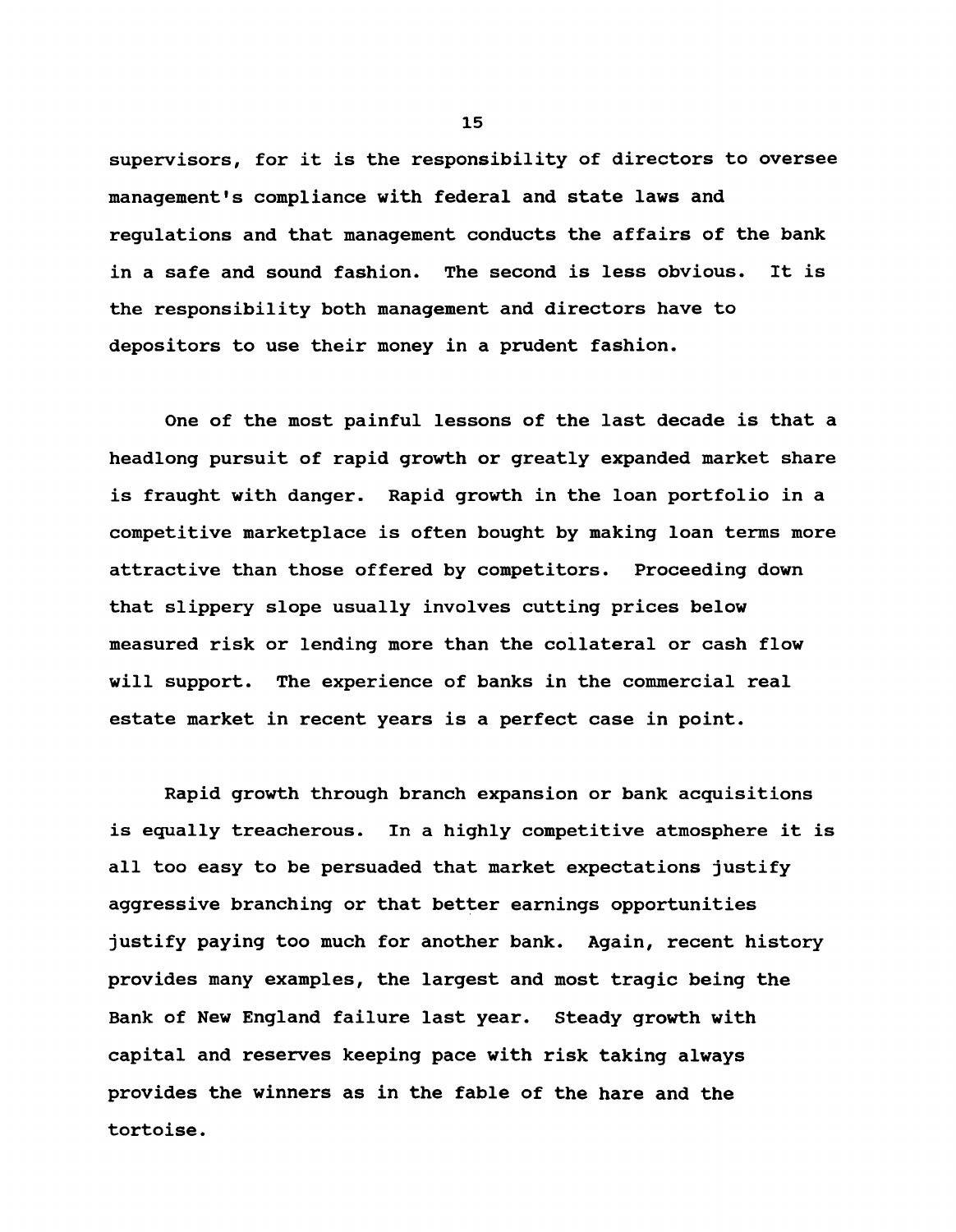supervisors, for it is the responsibility of directors to oversee management's compliance with federal and state laws and regulations and that management conducts the affairs of the bank in a safe and sound fashion. The second is less obvious. It is the responsibility both management and directors have to depositors to use their money in a prudent fashion.

One of the most painful lessons of the last decade is that a headlong pursuit of rapid growth or greatly expanded market share is fraught with danger. Rapid growth in the loan portfolio in a competitive marketplace is often bought by making loan terms more attractive than those offered by competitors. Proceeding down that slippery slope usually involves cutting prices below measured risk or lending more than the collateral or cash flow will support. The experience of banks in the commercial real estate market in recent years is a perfect case in point.

Rapid growth through branch expansion or bank acquisitions is equally treacherous. In a highly competitive atmosphere it is all too easy to be persuaded that market expectations justify aggressive branching or that better earnings opportunities justify paying too much for another bank. Again, recent history provides many examples, the largest and most tragic being the Bank of New England failure last year. Steady growth with capital and reserves keeping pace with risk taking always provides the winners as in the fable of the hare and the tortoise.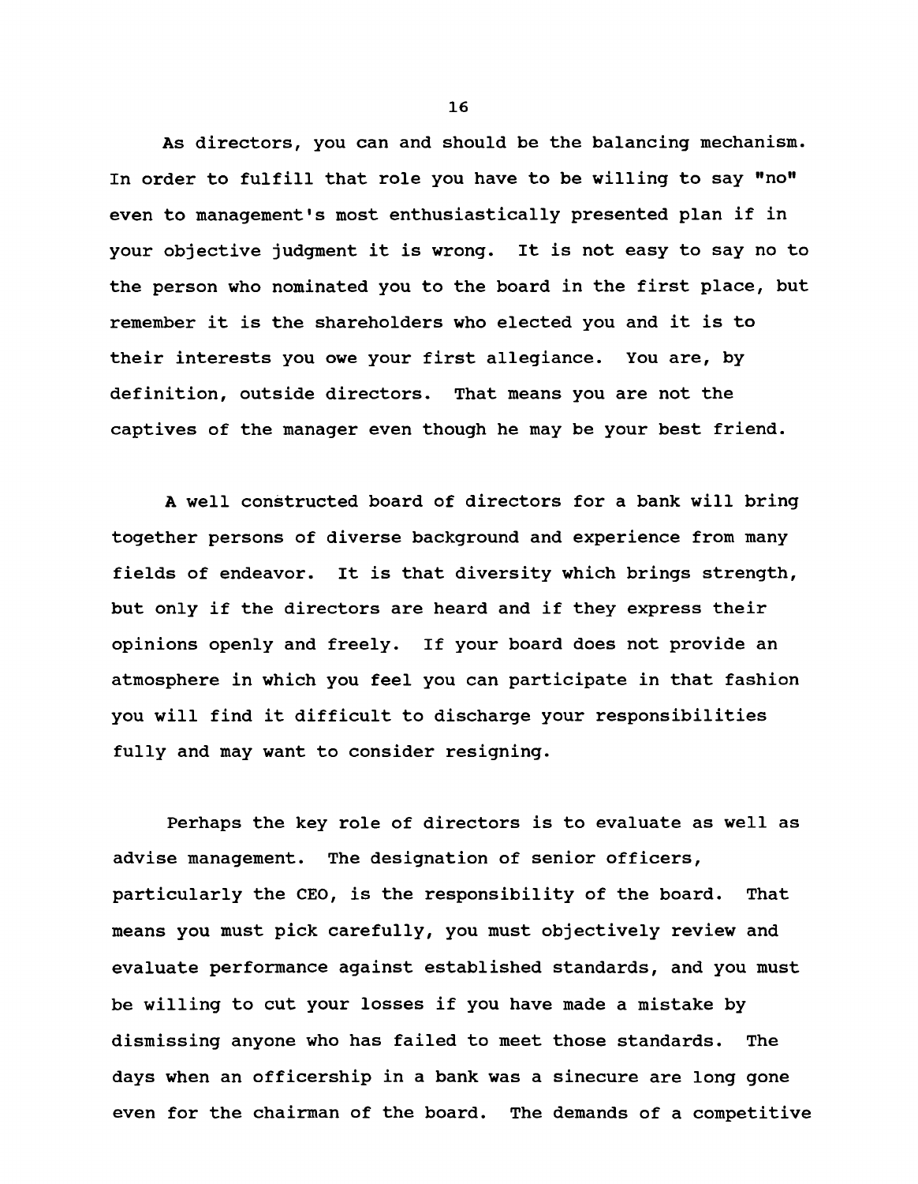As directors, you can and should be the balancing mechanism. In order to fulfill that role you have to be willing to say "no" even to management's most enthusiastically presented plan if in your objective judgment it is wrong. It is not easy to say no to the person who nominated you to the board in the first place, but remember it is the shareholders who elected you and it is to their interests you owe your first allegiance. You are, by definition, outside directors. That means you are not the captives of the manager even though he may be your best friend.

A well constructed board of directors for a bank will bring together persons of diverse background and experience from many fields of endeavor. It is that diversity which brings strength, but only if the directors are heard and if they express their opinions openly and freely. If your board does not provide an atmosphere in which you feel you can participate in that fashion you will find it difficult to discharge your responsibilities fully and may want to consider resigning.

Perhaps the key role of directors is to evaluate as well as advise management. The designation of senior officers, particularly the CEO, is the responsibility of the board. That means you must pick carefully, you must objectively review and evaluate performance against established standards, and you must be willing to cut your losses if you have made a mistake by dismissing anyone who has failed to meet those standards. The days when an officership in a bank was a sinecure are long gone even for the chairman of the board. The demands of a competitive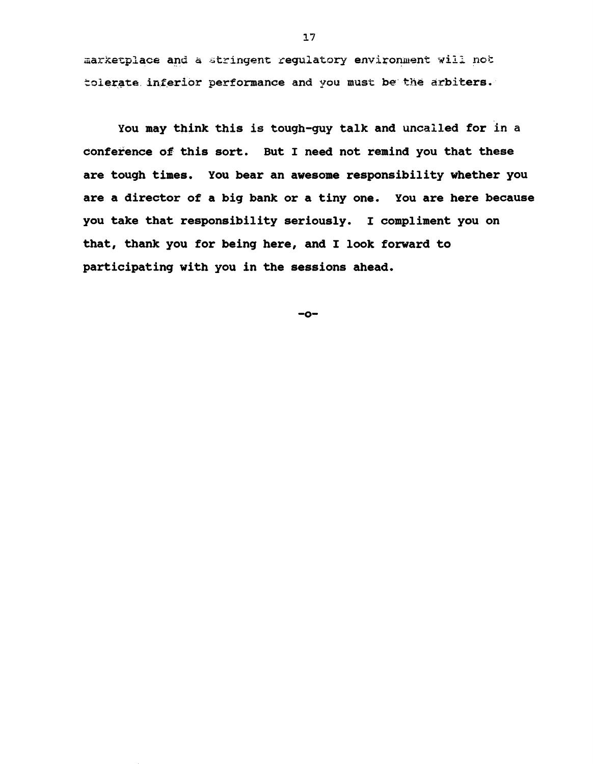marketplace and a stringent regulatory environment will not tolerate inferior performance and you must be the arbiters.

You may think this is tough-guy talk and uncalled for in a conference of this sort. But I need not remind you that these are tough times. You bear an awesome responsibility whether you are a director of a big bank or a tiny one. You are here because you take that responsibility seriously. I compliment you on that, thank you for being here, and I look forward to participating with you in the sessions ahead.

-o-